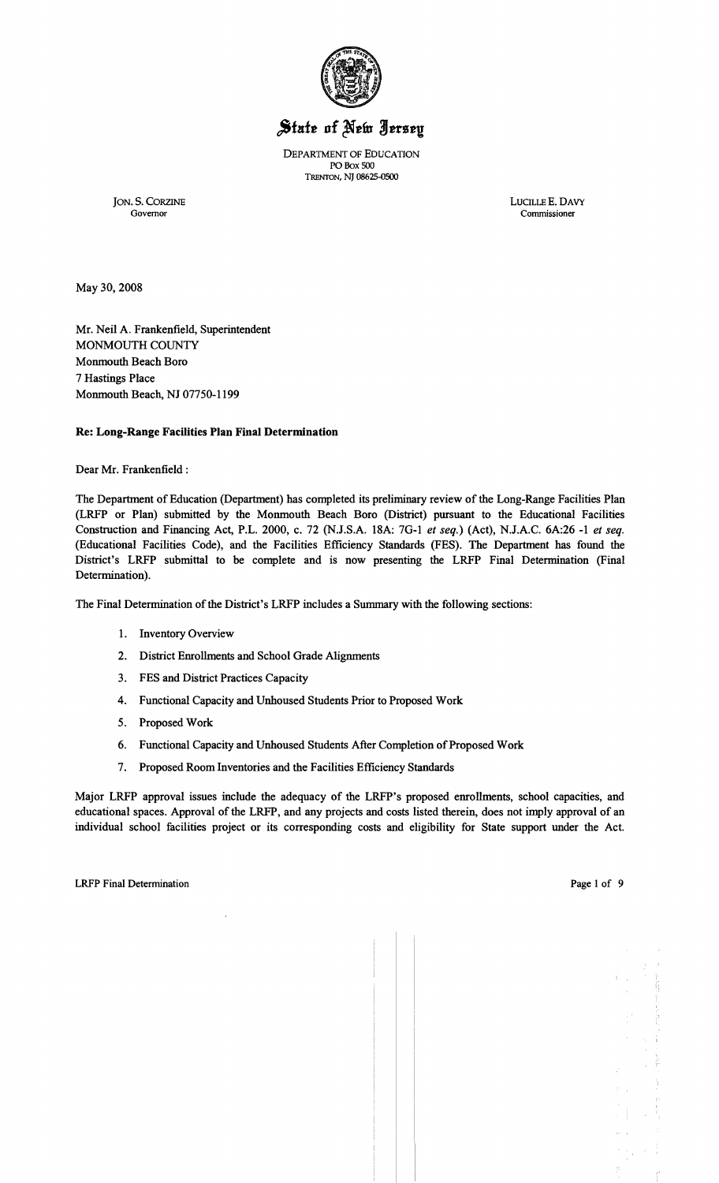# State of New Jersey

DEPARTMENT OF EDUCATION
PO Box 500
TRENTON, NJ 08625-0500

JON. S. CORZINE
Governor

LUCILLE E. DAVY
Commissioner

May 30, 2008

Mr. Neil A. Frankenfield, Superintendent
MONMOUTH COUNTY
Monmouth Beach Boro
7 Hastings Place
Monmouth Beach, NJ 07750-1199

**Re: Long-Range Facilities Plan Final Determination**

Dear Mr. Frankenfield :

The Department of Education (Department) has completed its preliminary review of the Long-Range Facilities Plan (LRFP or Plan) submitted by the Monmouth Beach Boro (District) pursuant to the Educational Facilities Construction and Financing Act, P.L. 2000, c. 72 (N.J.S.A. 18A: 7G-1 *et seq.*) (Act), N.J.A.C. 6A:26 -1 *et seq.* (Educational Facilities Code), and the Facilities Efficiency Standards (FES). The Department has found the District's LRFP submittal to be complete and is now presenting the LRFP Final Determination (Final Determination).

The Final Determination of the District's LRFP includes a Summary with the following sections:

1. Inventory Overview
2. District Enrollments and School Grade Alignments
3. FES and District Practices Capacity
4. Functional Capacity and Unhoused Students Prior to Proposed Work
5. Proposed Work
6. Functional Capacity and Unhoused Students After Completion of Proposed Work
7. Proposed Room Inventories and the Facilities Efficiency Standards

Major LRFP approval issues include the adequacy of the LRFP's proposed enrollments, school capacities, and educational spaces. Approval of the LRFP, and any projects and costs listed therein, does not imply approval of an individual school facilities project or its corresponding costs and eligibility for State support under the Act.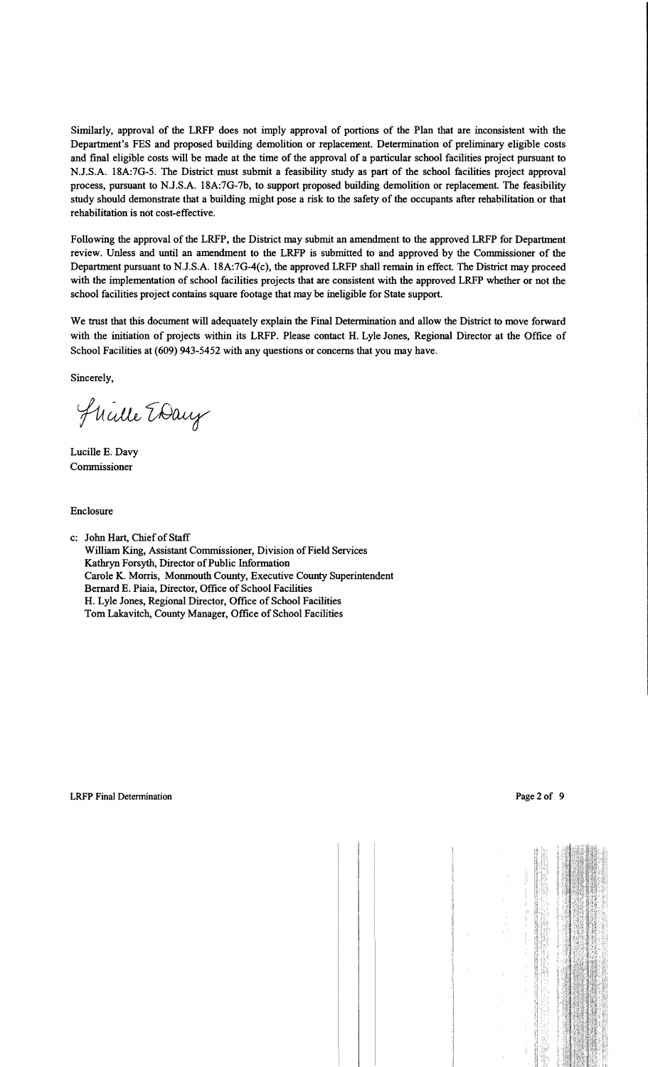Similarly, approval of the LRFP does not imply approval of portions of the Plan that are inconsistent with the Department's FES and proposed building demolition or replacement. Determination of preliminary eligible costs and final eligible costs will be made at the time of the approval of a particular school facilities project pursuant to N.J.S.A. 18A:7G-5. The District must submit a feasibility study as part of the school facilities project approval process, pursuant to N.J.S.A. 18A:7G-7b, to support proposed building demolition or replacement. The feasibility study should demonstrate that a building might pose a risk to the safety of the occupants after rehabilitation or that rehabilitation is not cost-effective.

Following the approval of the LRFP, the District may submit an amendment to the approved LRFP for Department review. Unless and until an amendment to the LRFP is submitted to and approved by the Commissioner of the Department pursuant to N.J.S.A. 18A:7G-4(c), the approved LRFP shall remain in effect. The District may proceed with the implementation of school facilities projects that are consistent with the approved LRFP whether or not the school facilities project contains square footage that may be ineligible for State support.

We trust that this document will adequately explain the Final Determination and allow the District to move forward with the initiation of projects within its LRFP. Please contact H. Lyle Jones, Regional Director at the Office of School Facilities at (609) 943-5452 with any questions or concerns that you may have.

Sincerely,

Lucille E. Davy
Commissioner

Enclosure

c: John Hart, Chief of Staff
William King, Assistant Commissioner, Division of Field Services
Kathryn Forsyth, Director of Public Information
Carole K. Morris, Monmouth County, Executive County Superintendent
Bernard E. Piaia, Director, Office of School Facilities
H. Lyle Jones, Regional Director, Office of School Facilities
Tom Lakavitch, County Manager, Office of School Facilities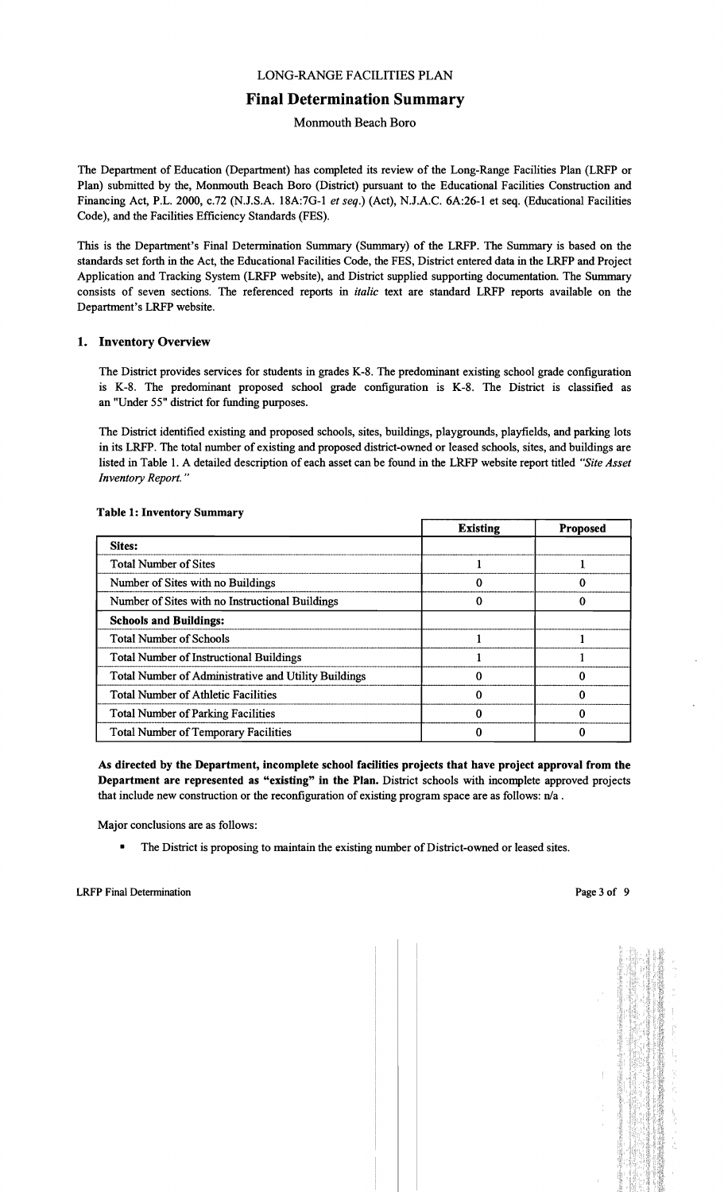LONG-RANGE FACILITIES PLAN

# Final Determination Summary

Monmouth Beach Boro

The Department of Education (Department) has completed its review of the Long-Range Facilities Plan (LRFP or Plan) submitted by the, Monmouth Beach Boro (District) pursuant to the Educational Facilities Construction and Financing Act, P.L. 2000, c.72 (N.J.S.A. 18A:7G-1 *et seq.*) (Act), N.J.A.C. 6A:26-1 et seq. (Educational Facilities Code), and the Facilities Efficiency Standards (FES).

This is the Department's Final Determination Summary (Summary) of the LRFP. The Summary is based on the standards set forth in the Act, the Educational Facilities Code, the FES, District entered data in the LRFP and Project Application and Tracking System (LRFP website), and District supplied supporting documentation. The Summary consists of seven sections. The referenced reports in *italic* text are standard LRFP reports available on the Department's LRFP website.

## 1. Inventory Overview

The District provides services for students in grades K-8. The predominant existing school grade configuration is K-8. The predominant proposed school grade configuration is K-8. The District is classified as an "Under 55" district for funding purposes.

The District identified existing and proposed schools, sites, buildings, playgrounds, playfields, and parking lots in its LRFP. The total number of existing and proposed district-owned or leased schools, sites, and buildings are listed in Table 1. A detailed description of each asset can be found in the LRFP website report titled *"Site Asset Inventory Report."*

**Table 1: Inventory Summary**

| | Existing | Proposed |
|---|---|---|
| **Sites:** | | |
| Total Number of Sites | 1 | 1 |
| Number of Sites with no Buildings | 0 | 0 |
| Number of Sites with no Instructional Buildings | 0 | 0 |
| **Schools and Buildings:** | | |
| Total Number of Schools | 1 | 1 |
| Total Number of Instructional Buildings | 1 | 1 |
| Total Number of Administrative and Utility Buildings | 0 | 0 |
| Total Number of Athletic Facilities | 0 | 0 |
| Total Number of Parking Facilities | 0 | 0 |
| Total Number of Temporary Facilities | 0 | 0 |

**As directed by the Department, incomplete school facilities projects that have project approval from the Department are represented as "existing" in the Plan.** District schools with incomplete approved projects that include new construction or the reconfiguration of existing program space are as follows: n/a .

Major conclusions are as follows:

- The District is proposing to maintain the existing number of District-owned or leased sites.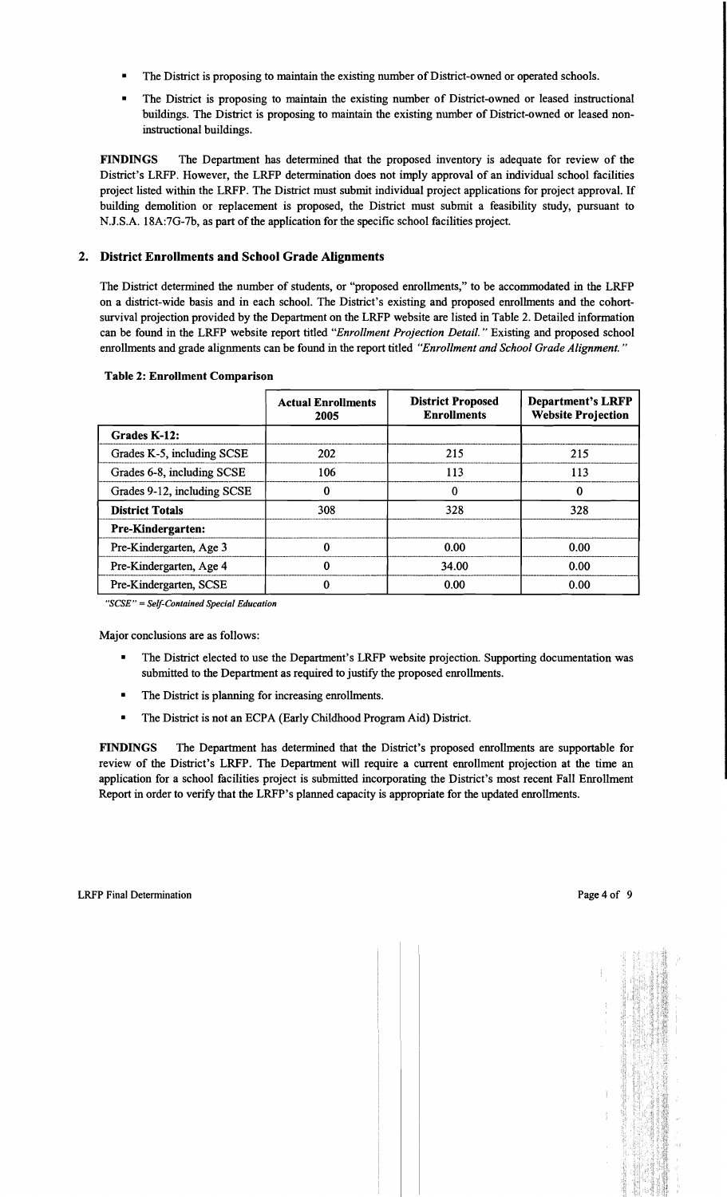- The District is proposing to maintain the existing number of District-owned or operated schools.
- The District is proposing to maintain the existing number of District-owned or leased instructional buildings. The District is proposing to maintain the existing number of District-owned or leased non-instructional buildings.

**FINDINGS** The Department has determined that the proposed inventory is adequate for review of the District's LRFP. However, the LRFP determination does not imply approval of an individual school facilities project listed within the LRFP. The District must submit individual project applications for project approval. If building demolition or replacement is proposed, the District must submit a feasibility study, pursuant to N.J.S.A. 18A:7G-7b, as part of the application for the specific school facilities project.

## 2. District Enrollments and School Grade Alignments

The District determined the number of students, or "proposed enrollments," to be accommodated in the LRFP on a district-wide basis and in each school. The District's existing and proposed enrollments and the cohort-survival projection provided by the Department on the LRFP website are listed in Table 2. Detailed information can be found in the LRFP website report titled *"Enrollment Projection Detail."* Existing and proposed school enrollments and grade alignments can be found in the report titled *"Enrollment and School Grade Alignment."*

**Table 2: Enrollment Comparison**

| | Actual Enrollments 2005 | District Proposed Enrollments | Department's LRFP Website Projection |
|---|---|---|---|
| **Grades K-12:** | | | |
| Grades K-5, including SCSE | 202 | 215 | 215 |
| Grades 6-8, including SCSE | 106 | 113 | 113 |
| Grades 9-12, including SCSE | 0 | 0 | 0 |
| **District Totals** | 308 | 328 | 328 |
| **Pre-Kindergarten:** | | | |
| Pre-Kindergarten, Age 3 | 0 | 0.00 | 0.00 |
| Pre-Kindergarten, Age 4 | 0 | 34.00 | 0.00 |
| Pre-Kindergarten, SCSE | 0 | 0.00 | 0.00 |

*"SCSE" = Self-Contained Special Education*

Major conclusions are as follows:

- The District elected to use the Department's LRFP website projection. Supporting documentation was submitted to the Department as required to justify the proposed enrollments.
- The District is planning for increasing enrollments.
- The District is not an ECPA (Early Childhood Program Aid) District.

**FINDINGS** The Department has determined that the District's proposed enrollments are supportable for review of the District's LRFP. The Department will require a current enrollment projection at the time an application for a school facilities project is submitted incorporating the District's most recent Fall Enrollment Report in order to verify that the LRFP's planned capacity is appropriate for the updated enrollments.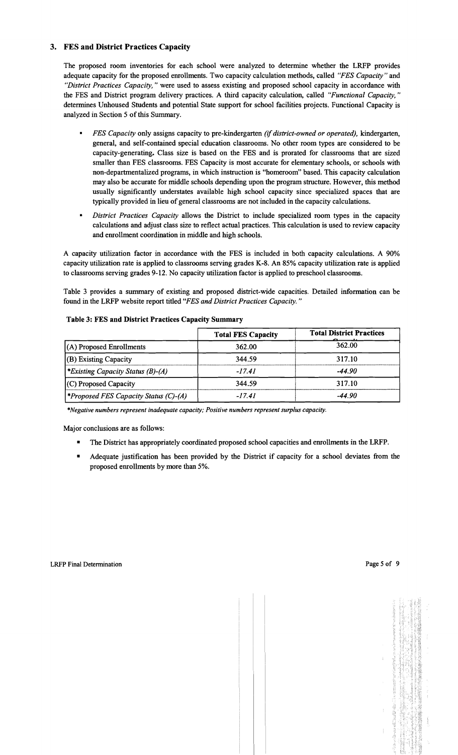## 3. FES and District Practices Capacity

The proposed room inventories for each school were analyzed to determine whether the LRFP provides adequate capacity for the proposed enrollments. Two capacity calculation methods, called *"FES Capacity"* and *"District Practices Capacity,"* were used to assess existing and proposed school capacity in accordance with the FES and District program delivery practices. A third capacity calculation, called *"Functional Capacity,"* determines Unhoused Students and potential State support for school facilities projects. Functional Capacity is analyzed in Section 5 of this Summary.

- *FES Capacity* only assigns capacity to pre-kindergarten *(if district-owned or operated),* kindergarten, general, and self-contained special education classrooms. No other room types are considered to be capacity-generating. Class size is based on the FES and is prorated for classrooms that are sized smaller than FES classrooms. FES Capacity is most accurate for elementary schools, or schools with non-departmentalized programs, in which instruction is "homeroom" based. This capacity calculation may also be accurate for middle schools depending upon the program structure. However, this method usually significantly understates available high school capacity since specialized spaces that are typically provided in lieu of general classrooms are not included in the capacity calculations.
- *District Practices Capacity* allows the District to include specialized room types in the capacity calculations and adjust class size to reflect actual practices. This calculation is used to review capacity and enrollment coordination in middle and high schools.

A capacity utilization factor in accordance with the FES is included in both capacity calculations. A 90% capacity utilization rate is applied to classrooms serving grades K-8. An 85% capacity utilization rate is applied to classrooms serving grades 9-12. No capacity utilization factor is applied to preschool classrooms.

Table 3 provides a summary of existing and proposed district-wide capacities. Detailed information can be found in the LRFP website report titled *"FES and District Practices Capacity."*

**Table 3: FES and District Practices Capacity Summary**

| | Total FES Capacity | Total District Practices Capacity |
|---|---|---|
| (A) Proposed Enrollments | 362.00 | 362.00 |
| (B) Existing Capacity | 344.59 | 317.10 |
| *\*Existing Capacity Status (B)-(A)* | *-17.41* | *-44.90* |
| (C) Proposed Capacity | 344.59 | 317.10 |
| *\*Proposed FES Capacity Status (C)-(A)* | *-17.41* | *-44.90* |

*\*Negative numbers represent inadequate capacity; Positive numbers represent surplus capacity.*

Major conclusions are as follows:

- The District has appropriately coordinated proposed school capacities and enrollments in the LRFP.
- Adequate justification has been provided by the District if capacity for a school deviates from the proposed enrollments by more than 5%.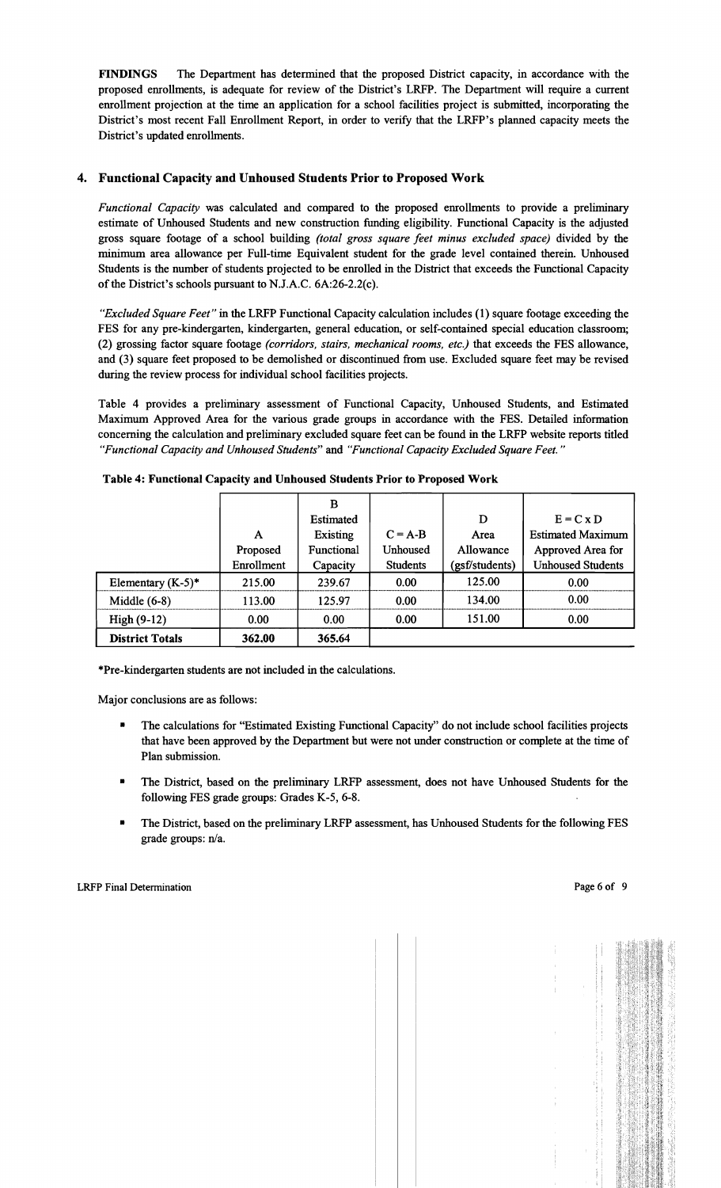**FINDINGS** The Department has determined that the proposed District capacity, in accordance with the proposed enrollments, is adequate for review of the District's LRFP. The Department will require a current enrollment projection at the time an application for a school facilities project is submitted, incorporating the District's most recent Fall Enrollment Report, in order to verify that the LRFP's planned capacity meets the District's updated enrollments.

## 4. Functional Capacity and Unhoused Students Prior to Proposed Work

*Functional Capacity* was calculated and compared to the proposed enrollments to provide a preliminary estimate of Unhoused Students and new construction funding eligibility. Functional Capacity is the adjusted gross square footage of a school building *(total gross square feet minus excluded space)* divided by the minimum area allowance per Full-time Equivalent student for the grade level contained therein. Unhoused Students is the number of students projected to be enrolled in the District that exceeds the Functional Capacity of the District's schools pursuant to N.J.A.C. 6A:26-2.2(c).

*"Excluded Square Feet"* in the LRFP Functional Capacity calculation includes (1) square footage exceeding the FES for any pre-kindergarten, kindergarten, general education, or self-contained special education classroom; (2) grossing factor square footage *(corridors, stairs, mechanical rooms, etc.)* that exceeds the FES allowance, and (3) square feet proposed to be demolished or discontinued from use. Excluded square feet may be revised during the review process for individual school facilities projects.

Table 4 provides a preliminary assessment of Functional Capacity, Unhoused Students, and Estimated Maximum Approved Area for the various grade groups in accordance with the FES. Detailed information concerning the calculation and preliminary excluded square feet can be found in the LRFP website reports titled *"Functional Capacity and Unhoused Students"* and *"Functional Capacity Excluded Square Feet."*

**Table 4: Functional Capacity and Unhoused Students Prior to Proposed Work**

| | A Proposed Enrollment | B Estimated Existing Functional Capacity | C = A-B Unhoused Students | D Area Allowance (gsf/students) | E = C x D Estimated Maximum Approved Area for Unhoused Students |
|---|---|---|---|---|---|
| Elementary (K-5)* | 215.00 | 239.67 | 0.00 | 125.00 | 0.00 |
| Middle (6-8) | 113.00 | 125.97 | 0.00 | 134.00 | 0.00 |
| High (9-12) | 0.00 | 0.00 | 0.00 | 151.00 | 0.00 |
| **District Totals** | **362.00** | **365.64** | | | |

*Pre-kindergarten students are not included in the calculations.

Major conclusions are as follows:

- The calculations for "Estimated Existing Functional Capacity" do not include school facilities projects that have been approved by the Department but were not under construction or complete at the time of Plan submission.
- The District, based on the preliminary LRFP assessment, does not have Unhoused Students for the following FES grade groups: Grades K-5, 6-8.
- The District, based on the preliminary LRFP assessment, has Unhoused Students for the following FES grade groups: n/a.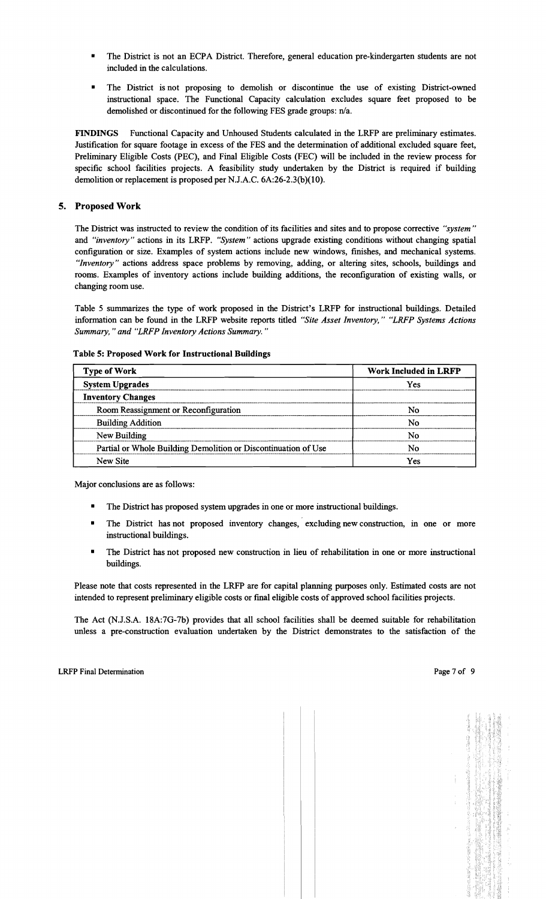- The District is not an ECPA District. Therefore, general education pre-kindergarten students are not included in the calculations.
- The District is not proposing to demolish or discontinue the use of existing District-owned instructional space. The Functional Capacity calculation excludes square feet proposed to be demolished or discontinued for the following FES grade groups: n/a.

**FINDINGS** Functional Capacity and Unhoused Students calculated in the LRFP are preliminary estimates. Justification for square footage in excess of the FES and the determination of additional excluded square feet, Preliminary Eligible Costs (PEC), and Final Eligible Costs (FEC) will be included in the review process for specific school facilities projects. A feasibility study undertaken by the District is required if building demolition or replacement is proposed per N.J.A.C. 6A:26-2.3(b)(10).

## 5. Proposed Work

The District was instructed to review the condition of its facilities and sites and to propose corrective *"system"* and *"inventory"* actions in its LRFP. *"System"* actions upgrade existing conditions without changing spatial configuration or size. Examples of system actions include new windows, finishes, and mechanical systems. *"Inventory"* actions address space problems by removing, adding, or altering sites, schools, buildings and rooms. Examples of inventory actions include building additions, the reconfiguration of existing walls, or changing room use.

Table 5 summarizes the type of work proposed in the District's LRFP for instructional buildings. Detailed information can be found in the LRFP website reports titled *"Site Asset Inventory," "LRFP Systems Actions Summary," and "LRFP Inventory Actions Summary."*

**Table 5: Proposed Work for Instructional Buildings**

| Type of Work | Work Included in LRFP |
|---|---|
| **System Upgrades** | Yes |
| **Inventory Changes** | |
| Room Reassignment or Reconfiguration | No |
| Building Addition | No |
| New Building | No |
| Partial or Whole Building Demolition or Discontinuation of Use | No |
| New Site | Yes |

Major conclusions are as follows:

- The District has proposed system upgrades in one or more instructional buildings.
- The District has not proposed inventory changes, excluding new construction, in one or more instructional buildings.
- The District has not proposed new construction in lieu of rehabilitation in one or more instructional buildings.

Please note that costs represented in the LRFP are for capital planning purposes only. Estimated costs are not intended to represent preliminary eligible costs or final eligible costs of approved school facilities projects.

The Act (N.J.S.A. 18A:7G-7b) provides that all school facilities shall be deemed suitable for rehabilitation unless a pre-construction evaluation undertaken by the District demonstrates to the satisfaction of the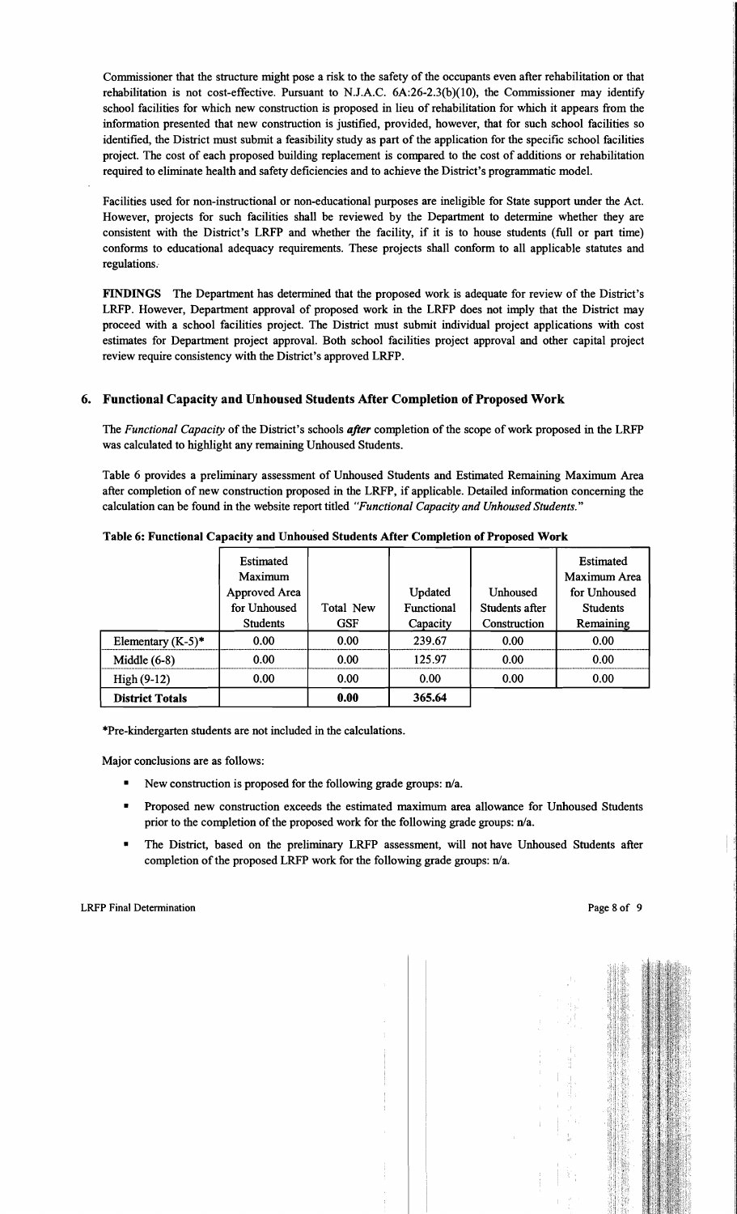Commissioner that the structure might pose a risk to the safety of the occupants even after rehabilitation or that rehabilitation is not cost-effective. Pursuant to N.J.A.C. 6A:26-2.3(b)(10), the Commissioner may identify school facilities for which new construction is proposed in lieu of rehabilitation for which it appears from the information presented that new construction is justified, provided, however, that for such school facilities so identified, the District must submit a feasibility study as part of the application for the specific school facilities project. The cost of each proposed building replacement is compared to the cost of additions or rehabilitation required to eliminate health and safety deficiencies and to achieve the District's programmatic model.

Facilities used for non-instructional or non-educational purposes are ineligible for State support under the Act. However, projects for such facilities shall be reviewed by the Department to determine whether they are consistent with the District's LRFP and whether the facility, if it is to house students (full or part time) conforms to educational adequacy requirements. These projects shall conform to all applicable statutes and regulations.

**FINDINGS** The Department has determined that the proposed work is adequate for review of the District's LRFP. However, Department approval of proposed work in the LRFP does not imply that the District may proceed with a school facilities project. The District must submit individual project applications with cost estimates for Department project approval. Both school facilities project approval and other capital project review require consistency with the District's approved LRFP.

## 6. Functional Capacity and Unhoused Students After Completion of Proposed Work

The *Functional Capacity* of the District's schools ***after*** completion of the scope of work proposed in the LRFP was calculated to highlight any remaining Unhoused Students.

Table 6 provides a preliminary assessment of Unhoused Students and Estimated Remaining Maximum Area after completion of new construction proposed in the LRFP, if applicable. Detailed information concerning the calculation can be found in the website report titled *"Functional Capacity and Unhoused Students."*

**Table 6: Functional Capacity and Unhoused Students After Completion of Proposed Work**

| | Estimated Maximum Approved Area for Unhoused Students | Total New GSF | Updated Functional Capacity | Unhoused Students after Construction | Estimated Maximum Area for Unhoused Students Remaining |
|---|---|---|---|---|---|
| Elementary (K-5)* | 0.00 | 0.00 | 239.67 | 0.00 | 0.00 |
| Middle (6-8) | 0.00 | 0.00 | 125.97 | 0.00 | 0.00 |
| High (9-12) | 0.00 | 0.00 | 0.00 | 0.00 | 0.00 |
| **District Totals** | | **0.00** | **365.64** | | |

*Pre-kindergarten students are not included in the calculations.

Major conclusions are as follows:

- New construction is proposed for the following grade groups: n/a.
- Proposed new construction exceeds the estimated maximum area allowance for Unhoused Students prior to the completion of the proposed work for the following grade groups: n/a.
- The District, based on the preliminary LRFP assessment, will not have Unhoused Students after completion of the proposed LRFP work for the following grade groups: n/a.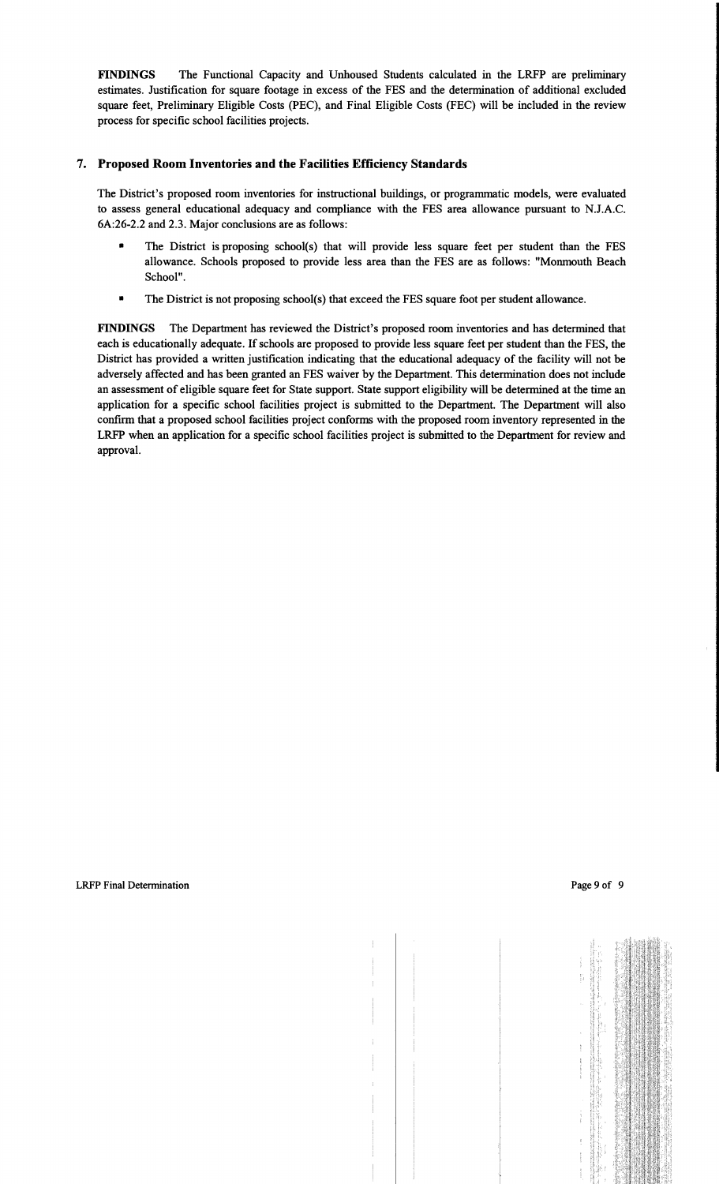**FINDINGS** The Functional Capacity and Unhoused Students calculated in the LRFP are preliminary estimates. Justification for square footage in excess of the FES and the determination of additional excluded square feet, Preliminary Eligible Costs (PEC), and Final Eligible Costs (FEC) will be included in the review process for specific school facilities projects.

## 7. Proposed Room Inventories and the Facilities Efficiency Standards

The District's proposed room inventories for instructional buildings, or programmatic models, were evaluated to assess general educational adequacy and compliance with the FES area allowance pursuant to N.J.A.C. 6A:26-2.2 and 2.3. Major conclusions are as follows:

- The District is proposing school(s) that will provide less square feet per student than the FES allowance. Schools proposed to provide less area than the FES are as follows: "Monmouth Beach School".
- The District is not proposing school(s) that exceed the FES square foot per student allowance.

**FINDINGS** The Department has reviewed the District's proposed room inventories and has determined that each is educationally adequate. If schools are proposed to provide less square feet per student than the FES, the District has provided a written justification indicating that the educational adequacy of the facility will not be adversely affected and has been granted an FES waiver by the Department. This determination does not include an assessment of eligible square feet for State support. State support eligibility will be determined at the time an application for a specific school facilities project is submitted to the Department. The Department will also confirm that a proposed school facilities project conforms with the proposed room inventory represented in the LRFP when an application for a specific school facilities project is submitted to the Department for review and approval.